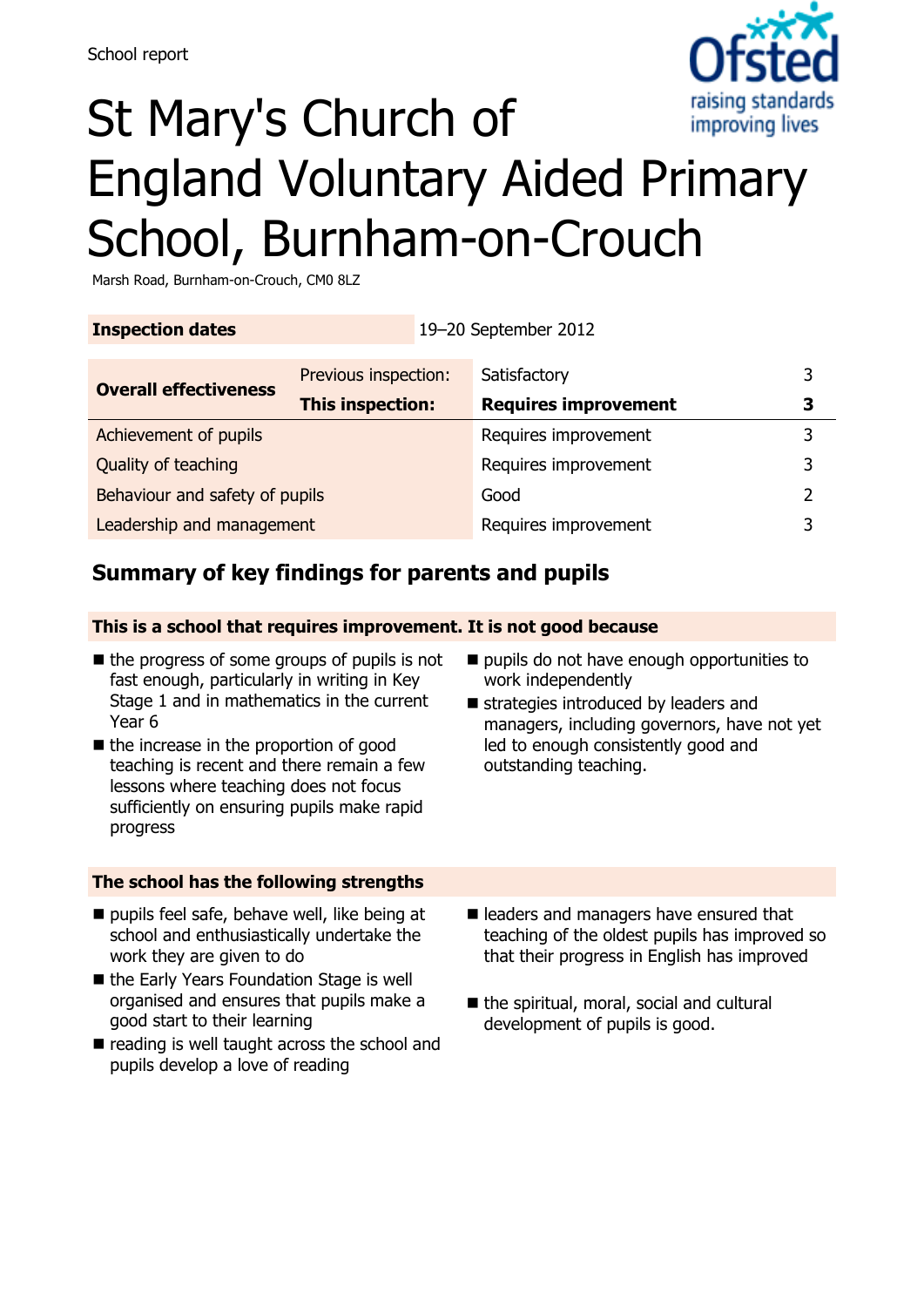School report

# St Mary's Church of England Voluntary Aided Primary School, Burnham-on-Crouch

Marsh Road, Burnham-on-Crouch, CM0 8LZ

| **Inspection dates** | 19–20 September 2012 | | |
|---|---|---|---|

| **Overall effectiveness** | Previous inspection: | Satisfactory | 3 |
|---|---|---|---|
| | **This inspection:** | **Requires improvement** | **3** |
| Achievement of pupils | | Requires improvement | 3 |
| Quality of teaching | | Requires improvement | 3 |
| Behaviour and safety of pupils | | Good | 2 |
| Leadership and management | | Requires improvement | 3 |

## Summary of key findings for parents and pupils

### This is a school that requires improvement. It is not good because

- the progress of some groups of pupils is not fast enough, particularly in writing in Key Stage 1 and in mathematics in the current Year 6
- the increase in the proportion of good teaching is recent and there remain a few lessons where teaching does not focus sufficiently on ensuring pupils make rapid progress
- pupils do not have enough opportunities to work independently
- strategies introduced by leaders and managers, including governors, have not yet led to enough consistently good and outstanding teaching.

### The school has the following strengths

- pupils feel safe, behave well, like being at school and enthusiastically undertake the work they are given to do
- the Early Years Foundation Stage is well organised and ensures that pupils make a good start to their learning
- reading is well taught across the school and pupils develop a love of reading
- leaders and managers have ensured that teaching of the oldest pupils has improved so that their progress in English has improved
- the spiritual, moral, social and cultural development of pupils is good.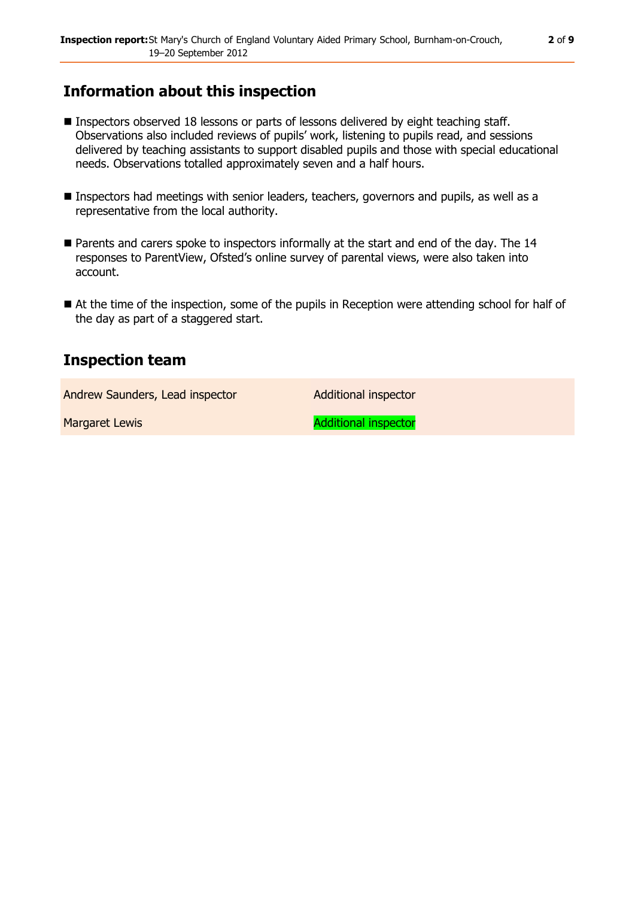## Information about this inspection

- Inspectors observed 18 lessons or parts of lessons delivered by eight teaching staff. Observations also included reviews of pupils' work, listening to pupils read, and sessions delivered by teaching assistants to support disabled pupils and those with special educational needs. Observations totalled approximately seven and a half hours.
- Inspectors had meetings with senior leaders, teachers, governors and pupils, as well as a representative from the local authority.
- Parents and carers spoke to inspectors informally at the start and end of the day. The 14 responses to ParentView, Ofsted's online survey of parental views, were also taken into account.
- At the time of the inspection, some of the pupils in Reception were attending school for half of the day as part of a staggered start.

## Inspection team

| | |
|---|---|
| Andrew Saunders, Lead inspector | Additional inspector |
| Margaret Lewis | Additional inspector |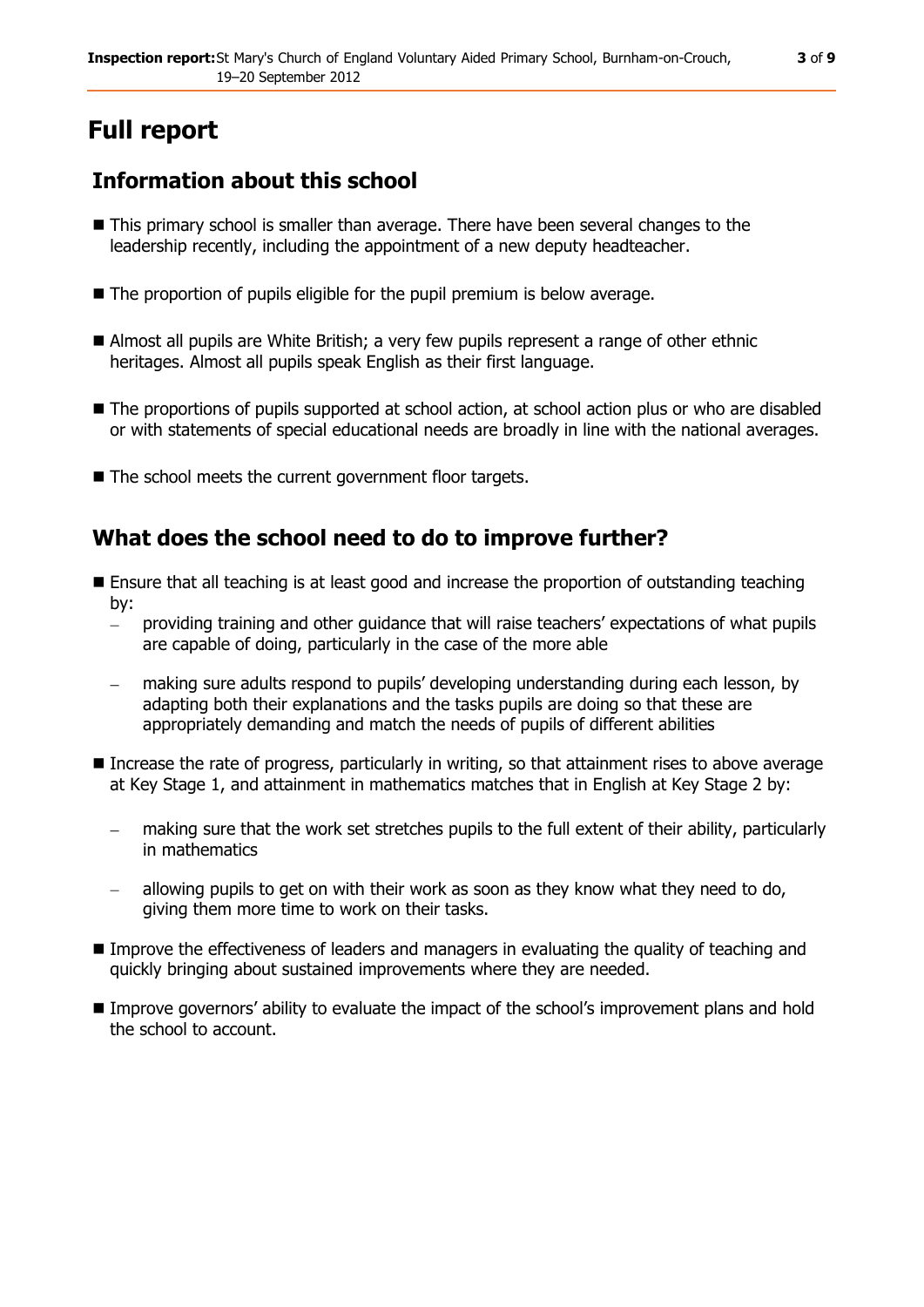# Full report

## Information about this school

- This primary school is smaller than average. There have been several changes to the leadership recently, including the appointment of a new deputy headteacher.
- The proportion of pupils eligible for the pupil premium is below average.
- Almost all pupils are White British; a very few pupils represent a range of other ethnic heritages. Almost all pupils speak English as their first language.
- The proportions of pupils supported at school action, at school action plus or who are disabled or with statements of special educational needs are broadly in line with the national averages.
- The school meets the current government floor targets.

## What does the school need to do to improve further?

- Ensure that all teaching is at least good and increase the proportion of outstanding teaching by:
  - providing training and other guidance that will raise teachers' expectations of what pupils are capable of doing, particularly in the case of the more able
  - making sure adults respond to pupils' developing understanding during each lesson, by adapting both their explanations and the tasks pupils are doing so that these are appropriately demanding and match the needs of pupils of different abilities
- Increase the rate of progress, particularly in writing, so that attainment rises to above average at Key Stage 1, and attainment in mathematics matches that in English at Key Stage 2 by:
  - making sure that the work set stretches pupils to the full extent of their ability, particularly in mathematics
  - allowing pupils to get on with their work as soon as they know what they need to do, giving them more time to work on their tasks.
- Improve the effectiveness of leaders and managers in evaluating the quality of teaching and quickly bringing about sustained improvements where they are needed.
- Improve governors' ability to evaluate the impact of the school's improvement plans and hold the school to account.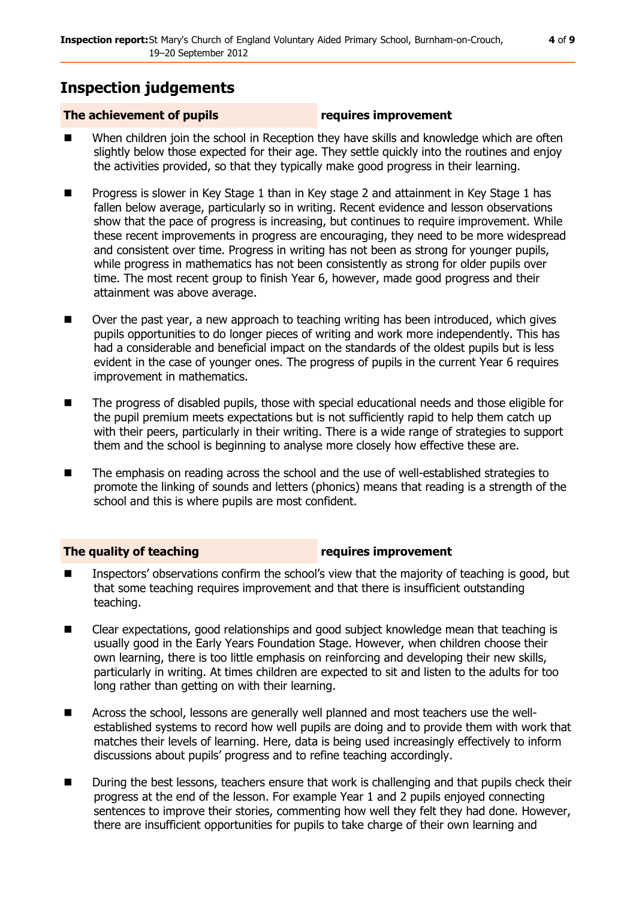# Inspection judgements

| The achievement of pupils | requires improvement |
|---|---|

- When children join the school in Reception they have skills and knowledge which are often slightly below those expected for their age. They settle quickly into the routines and enjoy the activities provided, so that they typically make good progress in their learning.
- Progress is slower in Key Stage 1 than in Key stage 2 and attainment in Key Stage 1 has fallen below average, particularly so in writing. Recent evidence and lesson observations show that the pace of progress is increasing, but continues to require improvement. While these recent improvements in progress are encouraging, they need to be more widespread and consistent over time. Progress in writing has not been as strong for younger pupils, while progress in mathematics has not been consistently as strong for older pupils over time. The most recent group to finish Year 6, however, made good progress and their attainment was above average.
- Over the past year, a new approach to teaching writing has been introduced, which gives pupils opportunities to do longer pieces of writing and work more independently. This has had a considerable and beneficial impact on the standards of the oldest pupils but is less evident in the case of younger ones. The progress of pupils in the current Year 6 requires improvement in mathematics.
- The progress of disabled pupils, those with special educational needs and those eligible for the pupil premium meets expectations but is not sufficiently rapid to help them catch up with their peers, particularly in their writing. There is a wide range of strategies to support them and the school is beginning to analyse more closely how effective these are.
- The emphasis on reading across the school and the use of well-established strategies to promote the linking of sounds and letters (phonics) means that reading is a strength of the school and this is where pupils are most confident.

| The quality of teaching | requires improvement |
|---|---|

- Inspectors' observations confirm the school's view that the majority of teaching is good, but that some teaching requires improvement and that there is insufficient outstanding teaching.
- Clear expectations, good relationships and good subject knowledge mean that teaching is usually good in the Early Years Foundation Stage. However, when children choose their own learning, there is too little emphasis on reinforcing and developing their new skills, particularly in writing. At times children are expected to sit and listen to the adults for too long rather than getting on with their learning.
- Across the school, lessons are generally well planned and most teachers use the well-established systems to record how well pupils are doing and to provide them with work that matches their levels of learning. Here, data is being used increasingly effectively to inform discussions about pupils' progress and to refine teaching accordingly.
- During the best lessons, teachers ensure that work is challenging and that pupils check their progress at the end of the lesson. For example Year 1 and 2 pupils enjoyed connecting sentences to improve their stories, commenting how well they felt they had done. However, there are insufficient opportunities for pupils to take charge of their own learning and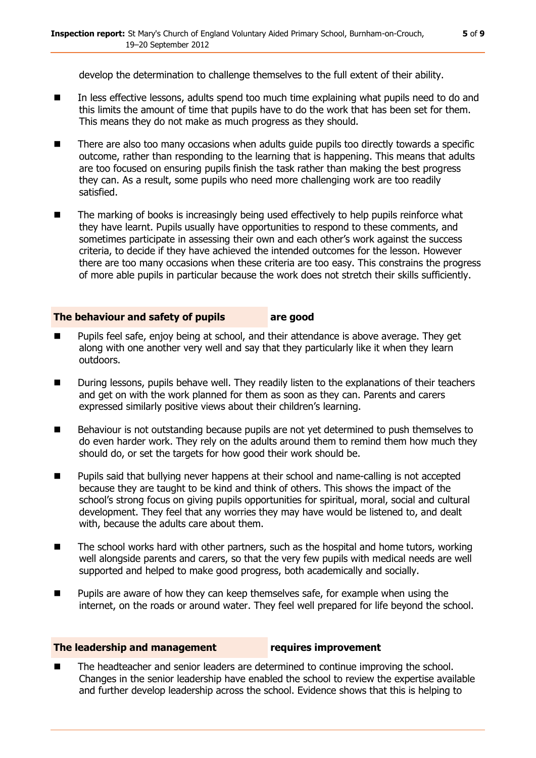develop the determination to challenge themselves to the full extent of their ability.

- In less effective lessons, adults spend too much time explaining what pupils need to do and this limits the amount of time that pupils have to do the work that has been set for them. This means they do not make as much progress as they should.
- There are also too many occasions when adults guide pupils too directly towards a specific outcome, rather than responding to the learning that is happening. This means that adults are too focused on ensuring pupils finish the task rather than making the best progress they can. As a result, some pupils who need more challenging work are too readily satisfied.
- The marking of books is increasingly being used effectively to help pupils reinforce what they have learnt. Pupils usually have opportunities to respond to these comments, and sometimes participate in assessing their own and each other's work against the success criteria, to decide if they have achieved the intended outcomes for the lesson. However there are too many occasions when these criteria are too easy. This constrains the progress of more able pupils in particular because the work does not stretch their skills sufficiently.

## The behaviour and safety of pupils — are good

- Pupils feel safe, enjoy being at school, and their attendance is above average. They get along with one another very well and say that they particularly like it when they learn outdoors.
- During lessons, pupils behave well. They readily listen to the explanations of their teachers and get on with the work planned for them as soon as they can. Parents and carers expressed similarly positive views about their children's learning.
- Behaviour is not outstanding because pupils are not yet determined to push themselves to do even harder work. They rely on the adults around them to remind them how much they should do, or set the targets for how good their work should be.
- Pupils said that bullying never happens at their school and name-calling is not accepted because they are taught to be kind and think of others. This shows the impact of the school's strong focus on giving pupils opportunities for spiritual, moral, social and cultural development. They feel that any worries they may have would be listened to, and dealt with, because the adults care about them.
- The school works hard with other partners, such as the hospital and home tutors, working well alongside parents and carers, so that the very few pupils with medical needs are well supported and helped to make good progress, both academically and socially.
- Pupils are aware of how they can keep themselves safe, for example when using the internet, on the roads or around water. They feel well prepared for life beyond the school.

## The leadership and management — requires improvement

- The headteacher and senior leaders are determined to continue improving the school. Changes in the senior leadership have enabled the school to review the expertise available and further develop leadership across the school. Evidence shows that this is helping to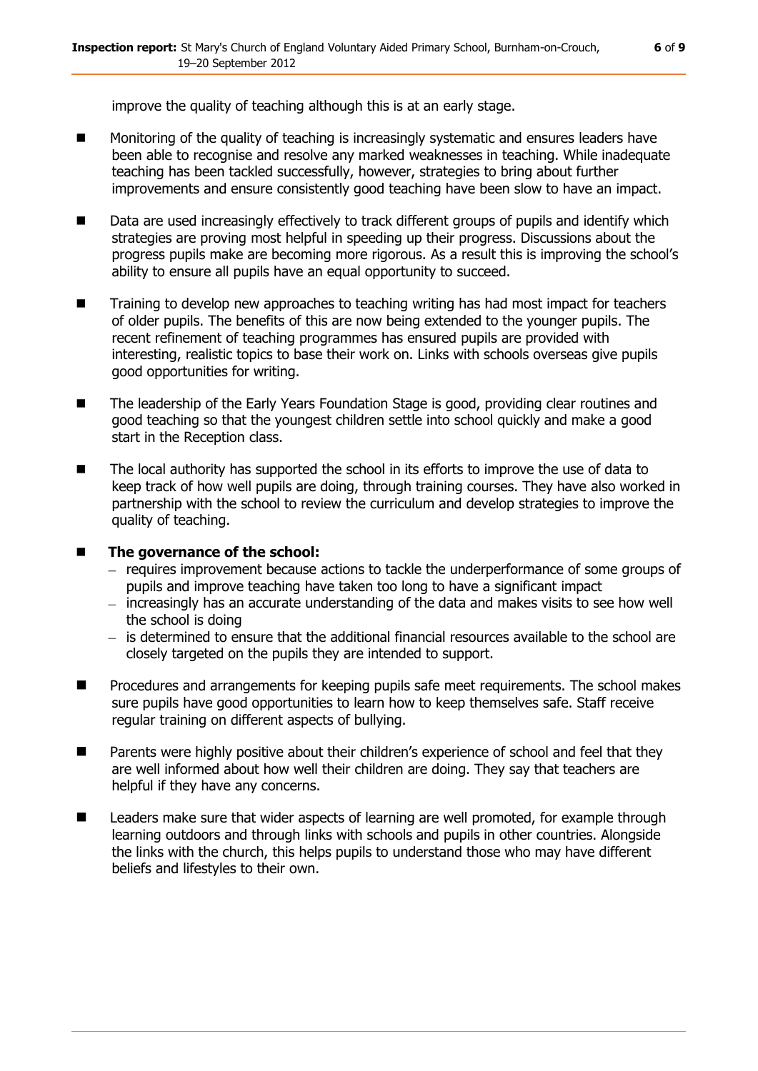improve the quality of teaching although this is at an early stage.

- Monitoring of the quality of teaching is increasingly systematic and ensures leaders have been able to recognise and resolve any marked weaknesses in teaching. While inadequate teaching has been tackled successfully, however, strategies to bring about further improvements and ensure consistently good teaching have been slow to have an impact.

- Data are used increasingly effectively to track different groups of pupils and identify which strategies are proving most helpful in speeding up their progress. Discussions about the progress pupils make are becoming more rigorous. As a result this is improving the school's ability to ensure all pupils have an equal opportunity to succeed.

- Training to develop new approaches to teaching writing has had most impact for teachers of older pupils. The benefits of this are now being extended to the younger pupils. The recent refinement of teaching programmes has ensured pupils are provided with interesting, realistic topics to base their work on. Links with schools overseas give pupils good opportunities for writing.

- The leadership of the Early Years Foundation Stage is good, providing clear routines and good teaching so that the youngest children settle into school quickly and make a good start in the Reception class.

- The local authority has supported the school in its efforts to improve the use of data to keep track of how well pupils are doing, through training courses. They have also worked in partnership with the school to review the curriculum and develop strategies to improve the quality of teaching.

- **The governance of the school:**
  - requires improvement because actions to tackle the underperformance of some groups of pupils and improve teaching have taken too long to have a significant impact
  - increasingly has an accurate understanding of the data and makes visits to see how well the school is doing
  - is determined to ensure that the additional financial resources available to the school are closely targeted on the pupils they are intended to support.

- Procedures and arrangements for keeping pupils safe meet requirements. The school makes sure pupils have good opportunities to learn how to keep themselves safe. Staff receive regular training on different aspects of bullying.

- Parents were highly positive about their children's experience of school and feel that they are well informed about how well their children are doing. They say that teachers are helpful if they have any concerns.

- Leaders make sure that wider aspects of learning are well promoted, for example through learning outdoors and through links with schools and pupils in other countries. Alongside the links with the church, this helps pupils to understand those who may have different beliefs and lifestyles to their own.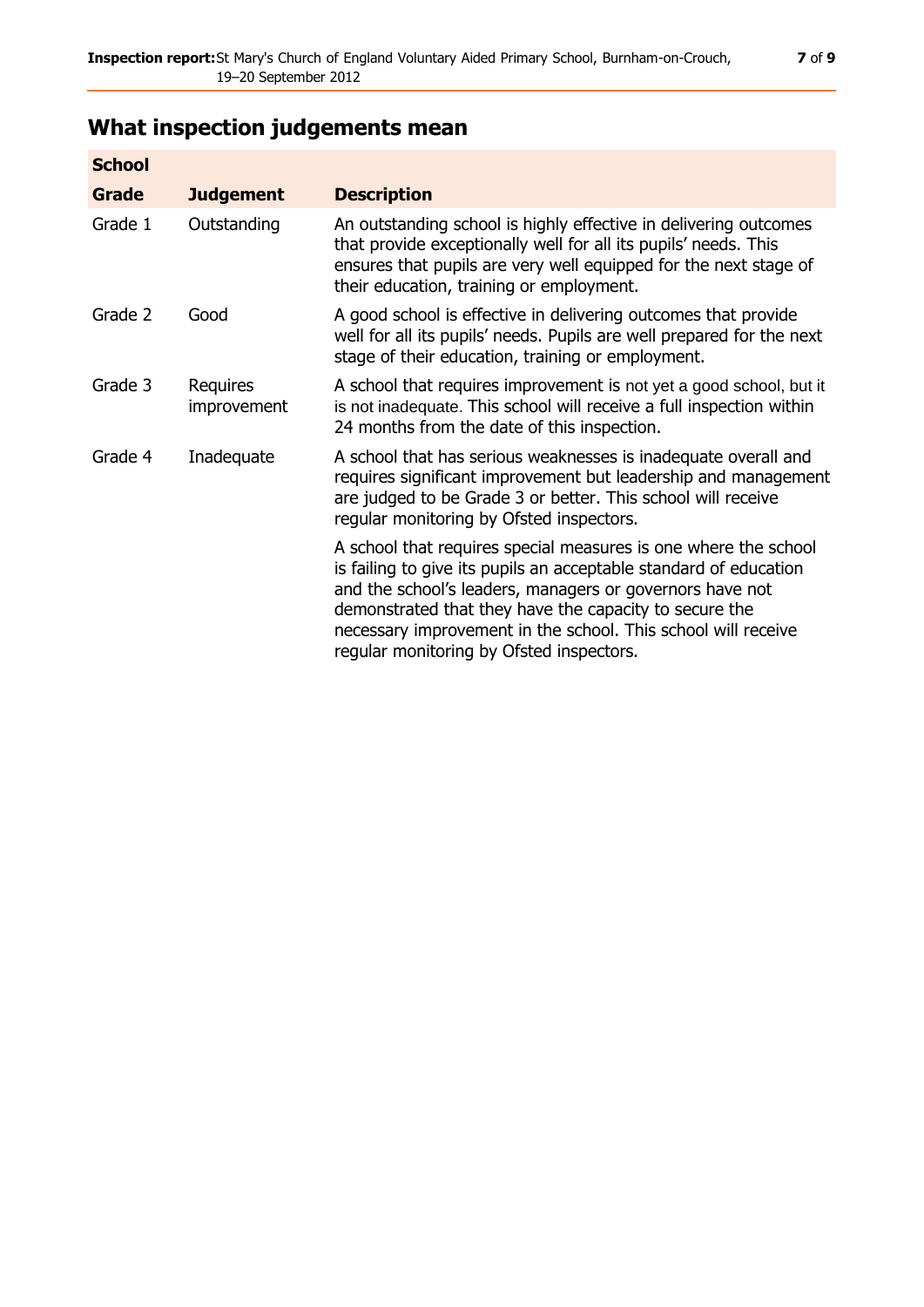## What inspection judgements mean

| School Grade | Judgement | Description |
|---|---|---|
| Grade 1 | Outstanding | An outstanding school is highly effective in delivering outcomes that provide exceptionally well for all its pupils' needs. This ensures that pupils are very well equipped for the next stage of their education, training or employment. |
| Grade 2 | Good | A good school is effective in delivering outcomes that provide well for all its pupils' needs. Pupils are well prepared for the next stage of their education, training or employment. |
| Grade 3 | Requires improvement | A school that requires improvement is not yet a good school, but it is not inadequate. This school will receive a full inspection within 24 months from the date of this inspection. |
| Grade 4 | Inadequate | A school that has serious weaknesses is inadequate overall and requires significant improvement but leadership and management are judged to be Grade 3 or better. This school will receive regular monitoring by Ofsted inspectors. |
| | | A school that requires special measures is one where the school is failing to give its pupils an acceptable standard of education and the school's leaders, managers or governors have not demonstrated that they have the capacity to secure the necessary improvement in the school. This school will receive regular monitoring by Ofsted inspectors. |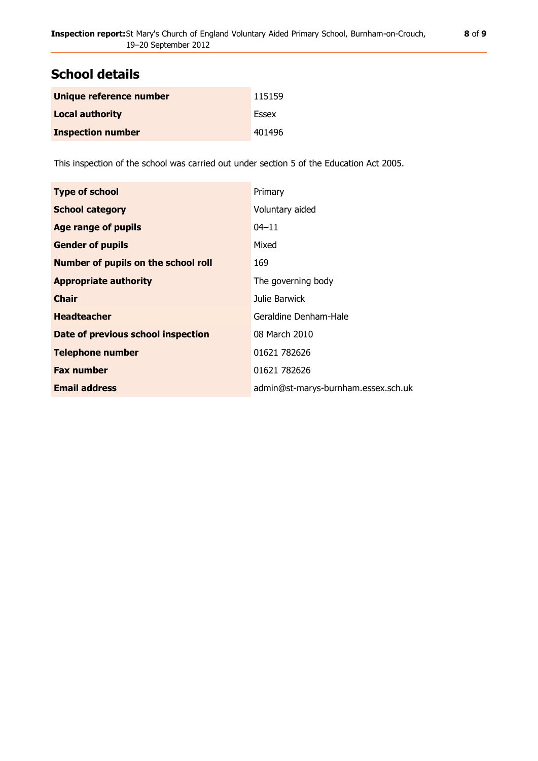## School details

| | |
|---|---|
| **Unique reference number** | 115159 |
| **Local authority** | Essex |
| **Inspection number** | 401496 |

This inspection of the school was carried out under section 5 of the Education Act 2005.

| | |
|---|---|
| **Type of school** | Primary |
| **School category** | Voluntary aided |
| **Age range of pupils** | 04–11 |
| **Gender of pupils** | Mixed |
| **Number of pupils on the school roll** | 169 |
| **Appropriate authority** | The governing body |
| **Chair** | Julie Barwick |
| **Headteacher** | Geraldine Denham-Hale |
| **Date of previous school inspection** | 08 March 2010 |
| **Telephone number** | 01621 782626 |
| **Fax number** | 01621 782626 |
| **Email address** | admin@st-marys-burnham.essex.sch.uk |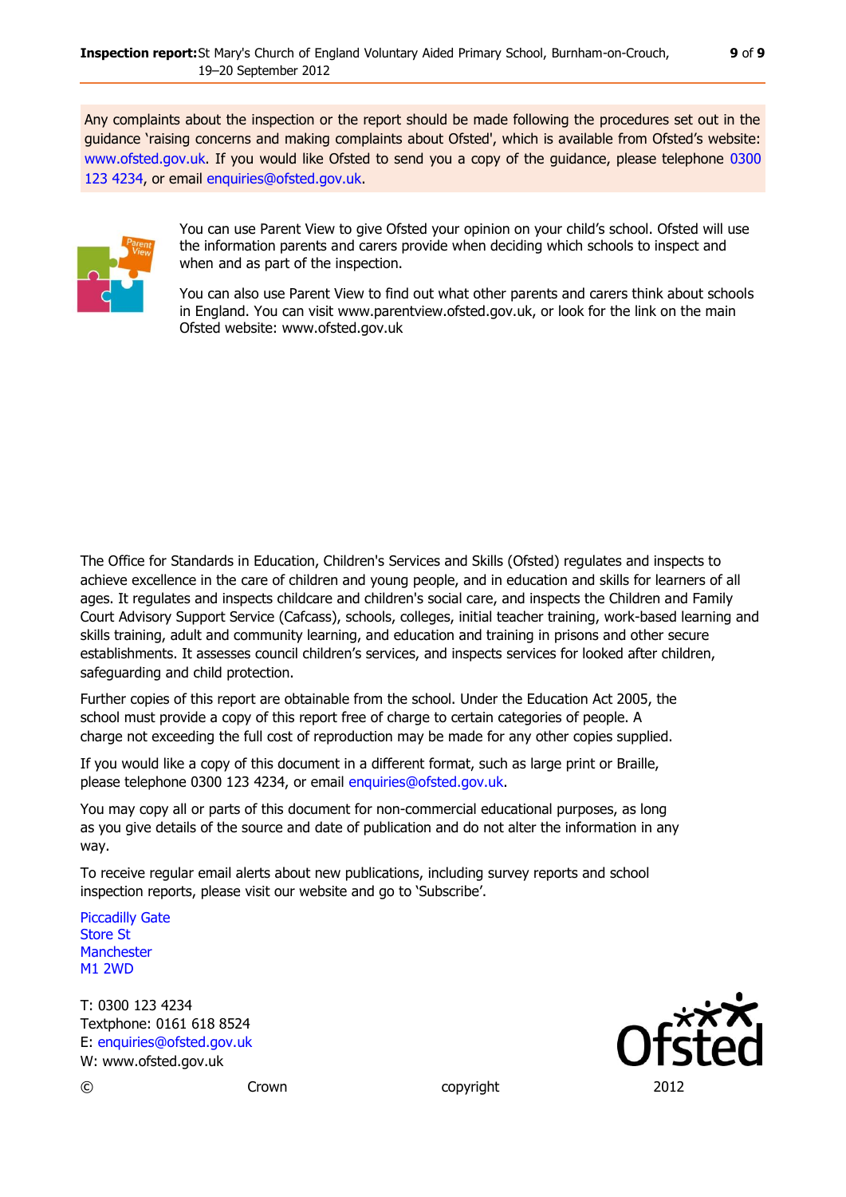Any complaints about the inspection or the report should be made following the procedures set out in the guidance 'raising concerns and making complaints about Ofsted', which is available from Ofsted's website: www.ofsted.gov.uk. If you would like Ofsted to send you a copy of the guidance, please telephone 0300 123 4234, or email enquiries@ofsted.gov.uk.

You can use Parent View to give Ofsted your opinion on your child's school. Ofsted will use the information parents and carers provide when deciding which schools to inspect and when and as part of the inspection.

You can also use Parent View to find out what other parents and carers think about schools in England. You can visit www.parentview.ofsted.gov.uk, or look for the link on the main Ofsted website: www.ofsted.gov.uk

The Office for Standards in Education, Children's Services and Skills (Ofsted) regulates and inspects to achieve excellence in the care of children and young people, and in education and skills for learners of all ages. It regulates and inspects childcare and children's social care, and inspects the Children and Family Court Advisory Support Service (Cafcass), schools, colleges, initial teacher training, work-based learning and skills training, adult and community learning, and education and training in prisons and other secure establishments. It assesses council children's services, and inspects services for looked after children, safeguarding and child protection.

Further copies of this report are obtainable from the school. Under the Education Act 2005, the school must provide a copy of this report free of charge to certain categories of people. A charge not exceeding the full cost of reproduction may be made for any other copies supplied.

If you would like a copy of this document in a different format, such as large print or Braille, please telephone 0300 123 4234, or email enquiries@ofsted.gov.uk.

You may copy all or parts of this document for non-commercial educational purposes, as long as you give details of the source and date of publication and do not alter the information in any way.

To receive regular email alerts about new publications, including survey reports and school inspection reports, please visit our website and go to 'Subscribe'.

Piccadilly Gate
Store St
Manchester
M1 2WD

T: 0300 123 4234
Textphone: 0161 618 8524
E: enquiries@ofsted.gov.uk
W: www.ofsted.gov.uk

© Crown copyright 2012